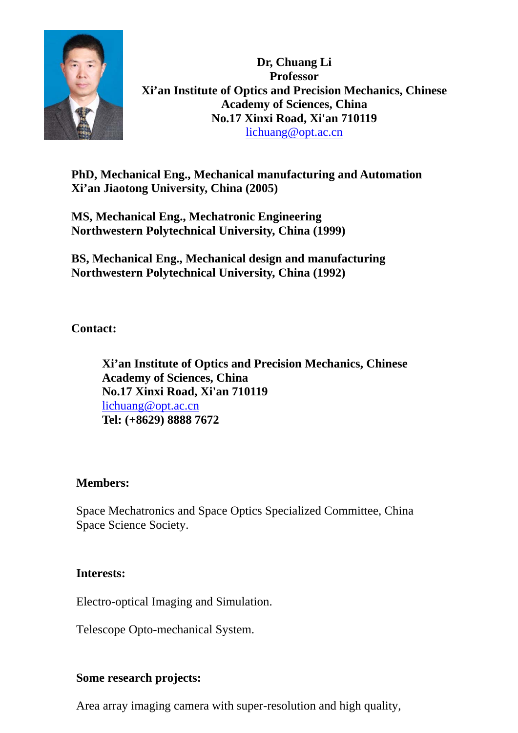**Dr, Chuang Li**
**Professor**
**Xi'an Institute of Optics and Precision Mechanics, Chinese Academy of Sciences, China**
**No.17 Xinxi Road, Xi'an 710119**
lichuang@opt.ac.cn

**PhD, Mechanical Eng., Mechanical manufacturing and Automation**
**Xi'an Jiaotong University, China (2005)**

**MS, Mechanical Eng., Mechatronic Engineering**
**Northwestern Polytechnical University, China (1999)**

**BS, Mechanical Eng., Mechanical design and manufacturing**
**Northwestern Polytechnical University, China (1992)**

**Contact:**

**Xi'an Institute of Optics and Precision Mechanics, Chinese Academy of Sciences, China**
**No.17 Xinxi Road, Xi'an 710119**
lichuang@opt.ac.cn
**Tel: (+8629) 8888 7672**

**Members:**

Space Mechatronics and Space Optics Specialized Committee, China Space Science Society.

**Interests:**

Electro-optical Imaging and Simulation.

Telescope Opto-mechanical System.

**Some research projects:**

Area array imaging camera with super-resolution and high quality,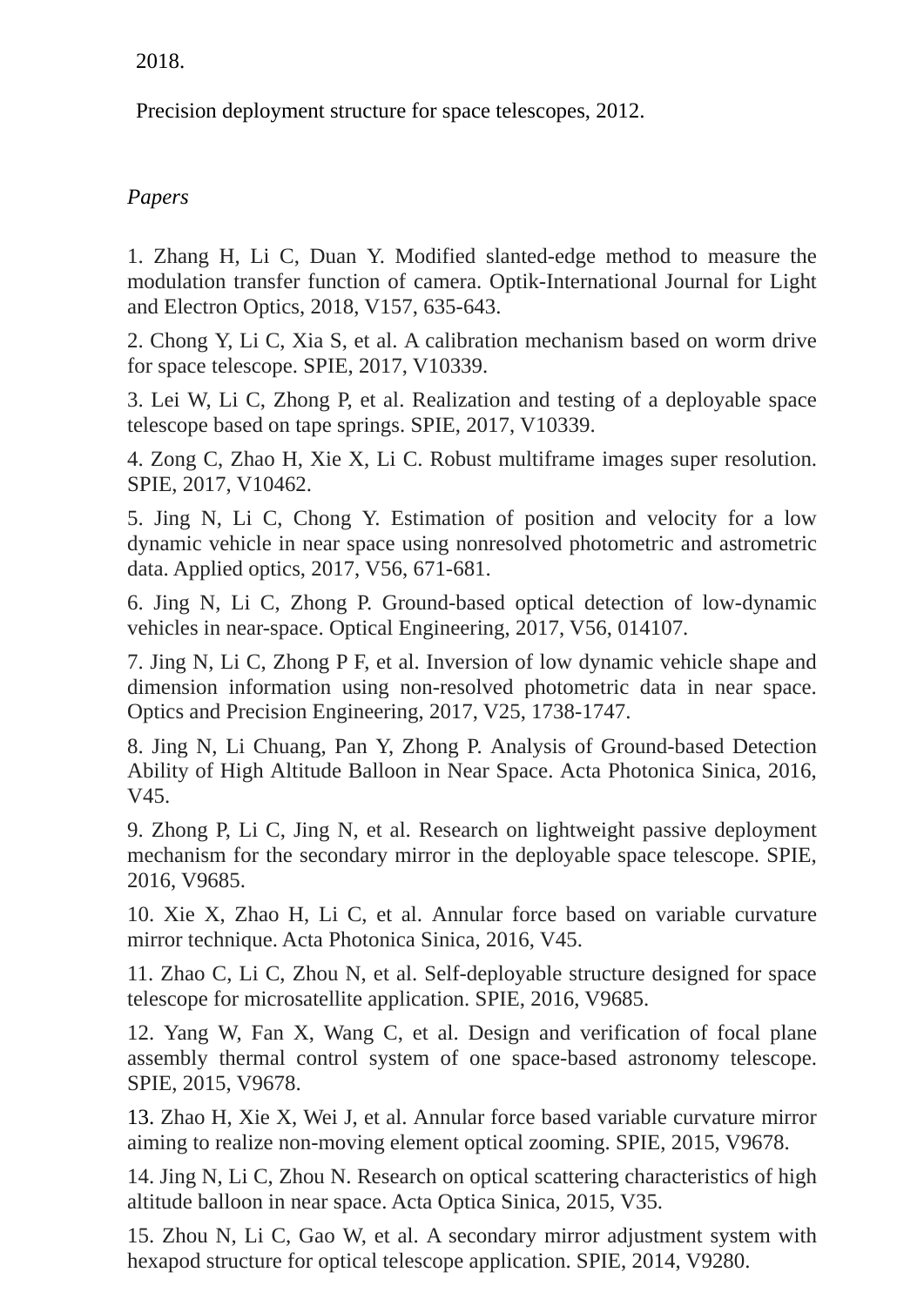2018.

Precision deployment structure for space telescopes, 2012.

*Papers*

1. Zhang H, Li C, Duan Y. Modified slanted-edge method to measure the modulation transfer function of camera. Optik-International Journal for Light and Electron Optics, 2018, V157, 635-643.

2. Chong Y, Li C, Xia S, et al. A calibration mechanism based on worm drive for space telescope. SPIE, 2017, V10339.

3. Lei W, Li C, Zhong P, et al. Realization and testing of a deployable space telescope based on tape springs. SPIE, 2017, V10339.

4. Zong C, Zhao H, Xie X, Li C. Robust multiframe images super resolution. SPIE, 2017, V10462.

5. Jing N, Li C, Chong Y. Estimation of position and velocity for a low dynamic vehicle in near space using nonresolved photometric and astrometric data. Applied optics, 2017, V56, 671-681.

6. Jing N, Li C, Zhong P. Ground-based optical detection of low-dynamic vehicles in near-space. Optical Engineering, 2017, V56, 014107.

7. Jing N, Li C, Zhong P F, et al. Inversion of low dynamic vehicle shape and dimension information using non-resolved photometric data in near space. Optics and Precision Engineering, 2017, V25, 1738-1747.

8. Jing N, Li Chuang, Pan Y, Zhong P. Analysis of Ground-based Detection Ability of High Altitude Balloon in Near Space. Acta Photonica Sinica, 2016, V45.

9. Zhong P, Li C, Jing N, et al. Research on lightweight passive deployment mechanism for the secondary mirror in the deployable space telescope. SPIE, 2016, V9685.

10. Xie X, Zhao H, Li C, et al. Annular force based on variable curvature mirror technique. Acta Photonica Sinica, 2016, V45.

11. Zhao C, Li C, Zhou N, et al. Self-deployable structure designed for space telescope for microsatellite application. SPIE, 2016, V9685.

12. Yang W, Fan X, Wang C, et al. Design and verification of focal plane assembly thermal control system of one space-based astronomy telescope. SPIE, 2015, V9678.

13. Zhao H, Xie X, Wei J, et al. Annular force based variable curvature mirror aiming to realize non-moving element optical zooming. SPIE, 2015, V9678.

14. Jing N, Li C, Zhou N. Research on optical scattering characteristics of high altitude balloon in near space. Acta Optica Sinica, 2015, V35.

15. Zhou N, Li C, Gao W, et al. A secondary mirror adjustment system with hexapod structure for optical telescope application. SPIE, 2014, V9280.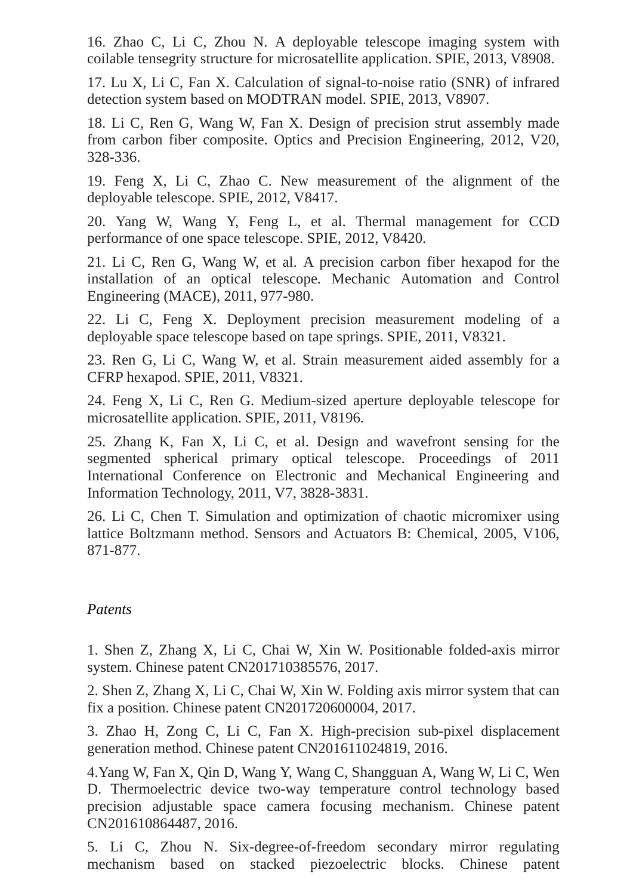16. Zhao C, Li C, Zhou N. A deployable telescope imaging system with coilable tensegrity structure for microsatellite application. SPIE, 2013, V8908.

17. Lu X, Li C, Fan X. Calculation of signal-to-noise ratio (SNR) of infrared detection system based on MODTRAN model. SPIE, 2013, V8907.

18. Li C, Ren G, Wang W, Fan X. Design of precision strut assembly made from carbon fiber composite. Optics and Precision Engineering, 2012, V20, 328-336.

19. Feng X, Li C, Zhao C. New measurement of the alignment of the deployable telescope. SPIE, 2012, V8417.

20. Yang W, Wang Y, Feng L, et al. Thermal management for CCD performance of one space telescope. SPIE, 2012, V8420.

21. Li C, Ren G, Wang W, et al. A precision carbon fiber hexapod for the installation of an optical telescope. Mechanic Automation and Control Engineering (MACE), 2011, 977-980.

22. Li C, Feng X. Deployment precision measurement modeling of a deployable space telescope based on tape springs. SPIE, 2011, V8321.

23. Ren G, Li C, Wang W, et al. Strain measurement aided assembly for a CFRP hexapod. SPIE, 2011, V8321.

24. Feng X, Li C, Ren G. Medium-sized aperture deployable telescope for microsatellite application. SPIE, 2011, V8196.

25. Zhang K, Fan X, Li C, et al. Design and wavefront sensing for the segmented spherical primary optical telescope. Proceedings of 2011 International Conference on Electronic and Mechanical Engineering and Information Technology, 2011, V7, 3828-3831.

26. Li C, Chen T. Simulation and optimization of chaotic micromixer using lattice Boltzmann method. Sensors and Actuators B: Chemical, 2005, V106, 871-877.

*Patents*

1. Shen Z, Zhang X, Li C, Chai W, Xin W. Positionable folded-axis mirror system. Chinese patent CN201710385576, 2017.

2. Shen Z, Zhang X, Li C, Chai W, Xin W. Folding axis mirror system that can fix a position. Chinese patent CN201720600004, 2017.

3. Zhao H, Zong C, Li C, Fan X. High-precision sub-pixel displacement generation method. Chinese patent CN201611024819, 2016.

4.Yang W, Fan X, Qin D, Wang Y, Wang C, Shangguan A, Wang W, Li C, Wen D. Thermoelectric device two-way temperature control technology based precision adjustable space camera focusing mechanism. Chinese patent CN201610864487, 2016.

5. Li C, Zhou N. Six-degree-of-freedom secondary mirror regulating mechanism based on stacked piezoelectric blocks. Chinese patent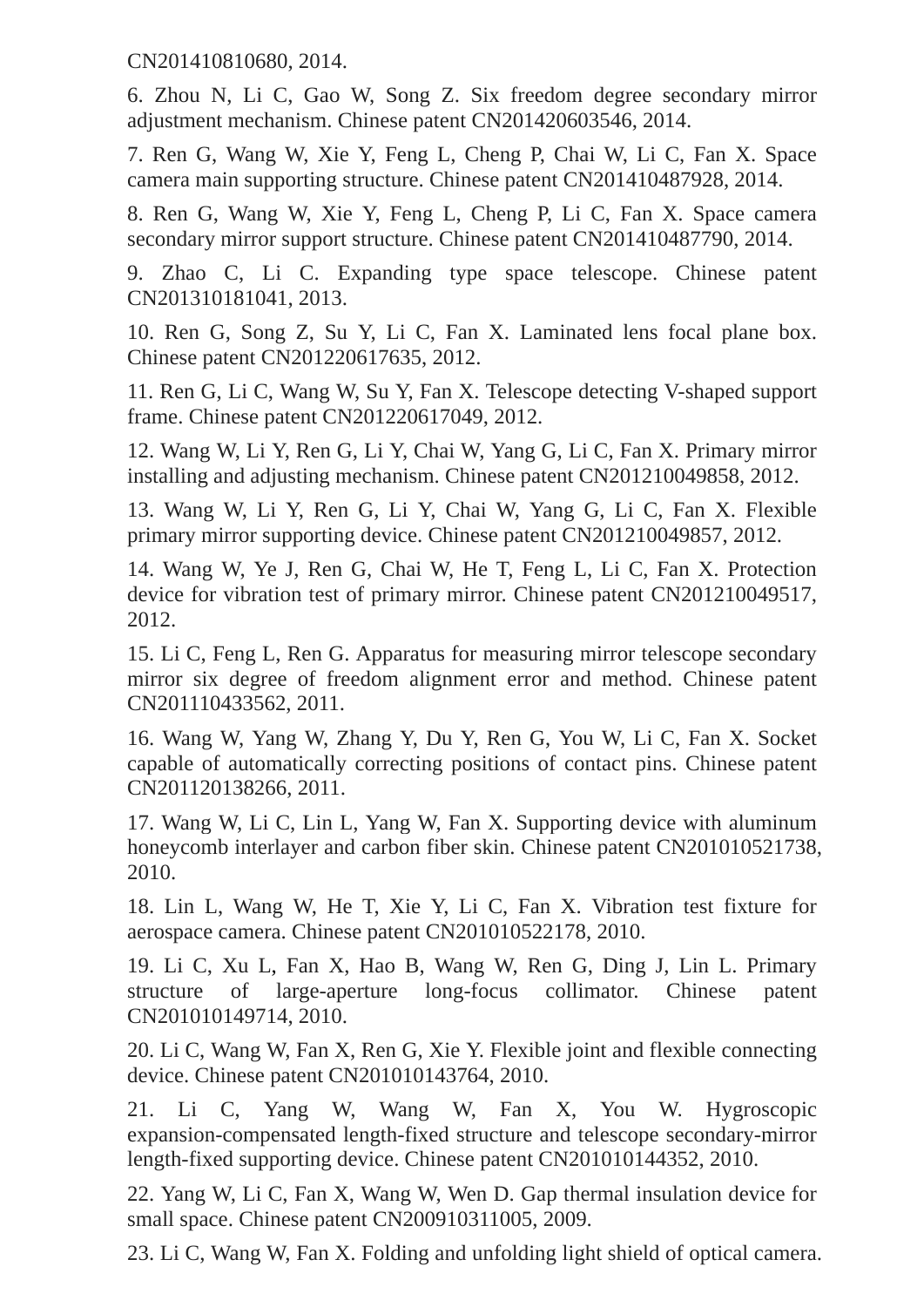CN201410810680, 2014.

6. Zhou N, Li C, Gao W, Song Z. Six freedom degree secondary mirror adjustment mechanism. Chinese patent CN201420603546, 2014.

7. Ren G, Wang W, Xie Y, Feng L, Cheng P, Chai W, Li C, Fan X. Space camera main supporting structure. Chinese patent CN201410487928, 2014.

8. Ren G, Wang W, Xie Y, Feng L, Cheng P, Li C, Fan X. Space camera secondary mirror support structure. Chinese patent CN201410487790, 2014.

9. Zhao C, Li C. Expanding type space telescope. Chinese patent CN201310181041, 2013.

10. Ren G, Song Z, Su Y, Li C, Fan X. Laminated lens focal plane box. Chinese patent CN201220617635, 2012.

11. Ren G, Li C, Wang W, Su Y, Fan X. Telescope detecting V-shaped support frame. Chinese patent CN201220617049, 2012.

12. Wang W, Li Y, Ren G, Li Y, Chai W, Yang G, Li C, Fan X. Primary mirror installing and adjusting mechanism. Chinese patent CN201210049858, 2012.

13. Wang W, Li Y, Ren G, Li Y, Chai W, Yang G, Li C, Fan X. Flexible primary mirror supporting device. Chinese patent CN201210049857, 2012.

14. Wang W, Ye J, Ren G, Chai W, He T, Feng L, Li C, Fan X. Protection device for vibration test of primary mirror. Chinese patent CN201210049517, 2012.

15. Li C, Feng L, Ren G. Apparatus for measuring mirror telescope secondary mirror six degree of freedom alignment error and method. Chinese patent CN201110433562, 2011.

16. Wang W, Yang W, Zhang Y, Du Y, Ren G, You W, Li C, Fan X. Socket capable of automatically correcting positions of contact pins. Chinese patent CN201120138266, 2011.

17. Wang W, Li C, Lin L, Yang W, Fan X. Supporting device with aluminum honeycomb interlayer and carbon fiber skin. Chinese patent CN201010521738, 2010.

18. Lin L, Wang W, He T, Xie Y, Li C, Fan X. Vibration test fixture for aerospace camera. Chinese patent CN201010522178, 2010.

19. Li C, Xu L, Fan X, Hao B, Wang W, Ren G, Ding J, Lin L. Primary structure of large-aperture long-focus collimator. Chinese patent CN201010149714, 2010.

20. Li C, Wang W, Fan X, Ren G, Xie Y. Flexible joint and flexible connecting device. Chinese patent CN201010143764, 2010.

21. Li C, Yang W, Wang W, Fan X, You W. Hygroscopic expansion-compensated length-fixed structure and telescope secondary-mirror length-fixed supporting device. Chinese patent CN201010144352, 2010.

22. Yang W, Li C, Fan X, Wang W, Wen D. Gap thermal insulation device for small space. Chinese patent CN200910311005, 2009.

23. Li C, Wang W, Fan X. Folding and unfolding light shield of optical camera.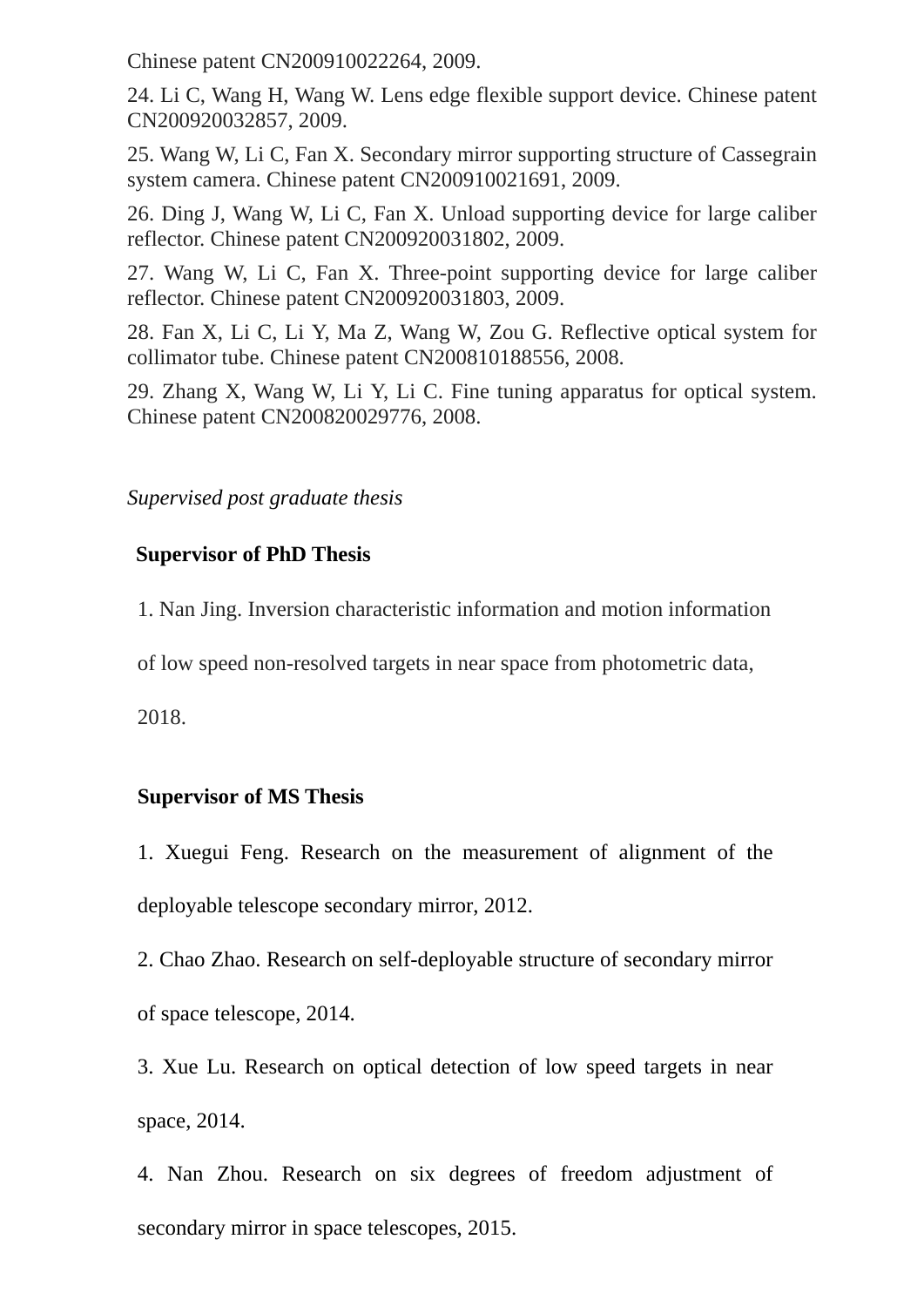Chinese patent CN200910022264, 2009.

24. Li C, Wang H, Wang W. Lens edge flexible support device. Chinese patent CN200920032857, 2009.

25. Wang W, Li C, Fan X. Secondary mirror supporting structure of Cassegrain system camera. Chinese patent CN200910021691, 2009.

26. Ding J, Wang W, Li C, Fan X. Unload supporting device for large caliber reflector. Chinese patent CN200920031802, 2009.

27. Wang W, Li C, Fan X. Three-point supporting device for large caliber reflector. Chinese patent CN200920031803, 2009.

28. Fan X, Li C, Li Y, Ma Z, Wang W, Zou G. Reflective optical system for collimator tube. Chinese patent CN200810188556, 2008.

29. Zhang X, Wang W, Li Y, Li C. Fine tuning apparatus for optical system. Chinese patent CN200820029776, 2008.

*Supervised post graduate thesis*

**Supervisor of PhD Thesis**

1. Nan Jing. Inversion characteristic information and motion information of low speed non-resolved targets in near space from photometric data, 2018.

**Supervisor of MS Thesis**

1. Xuegui Feng. Research on the measurement of alignment of the deployable telescope secondary mirror, 2012.
2. Chao Zhao. Research on self-deployable structure of secondary mirror of space telescope, 2014.
3. Xue Lu. Research on optical detection of low speed targets in near space, 2014.
4. Nan Zhou. Research on six degrees of freedom adjustment of secondary mirror in space telescopes, 2015.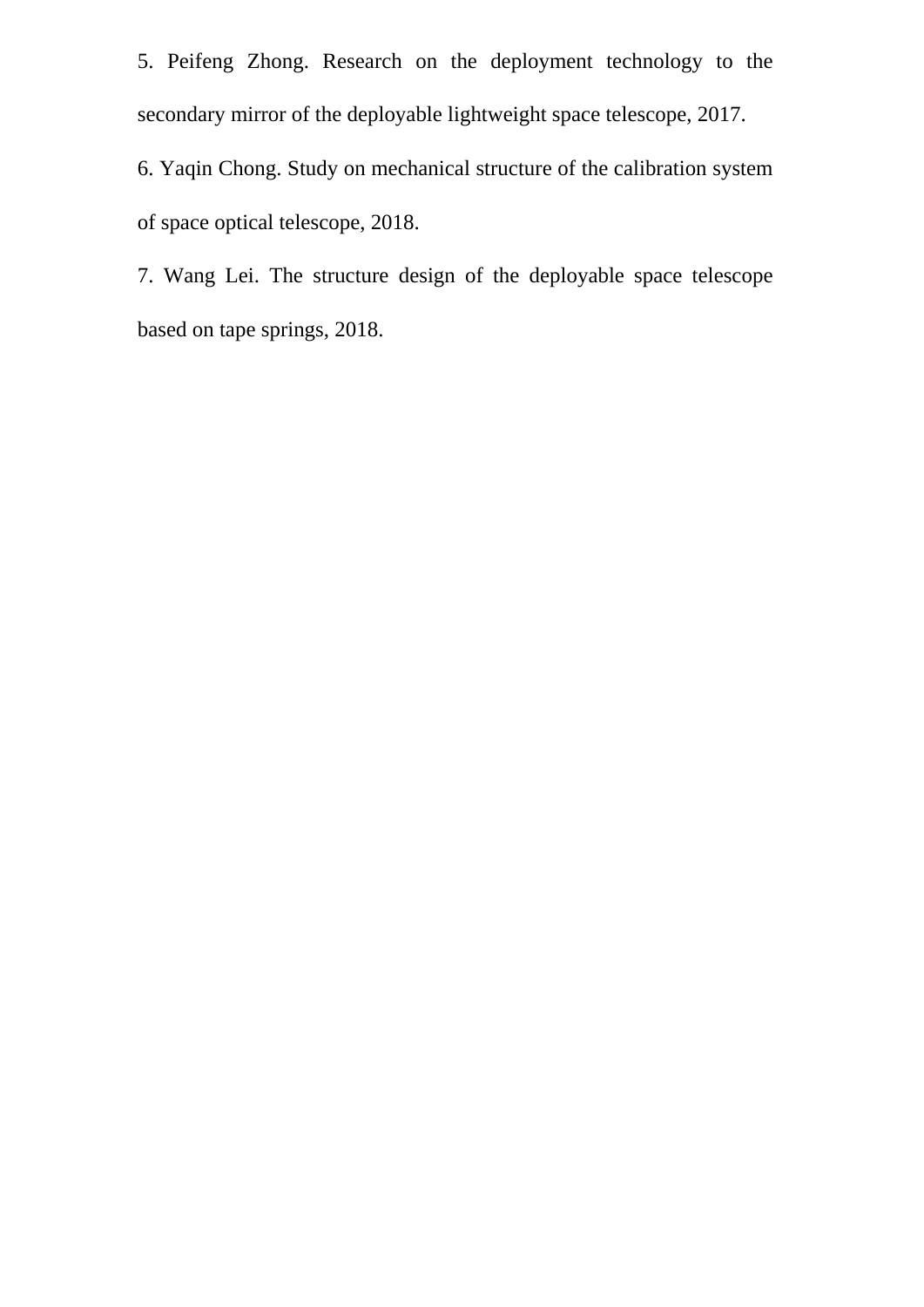5. Peifeng Zhong. Research on the deployment technology to the secondary mirror of the deployable lightweight space telescope, 2017.

6. Yaqin Chong. Study on mechanical structure of the calibration system of space optical telescope, 2018.

7. Wang Lei. The structure design of the deployable space telescope based on tape springs, 2018.